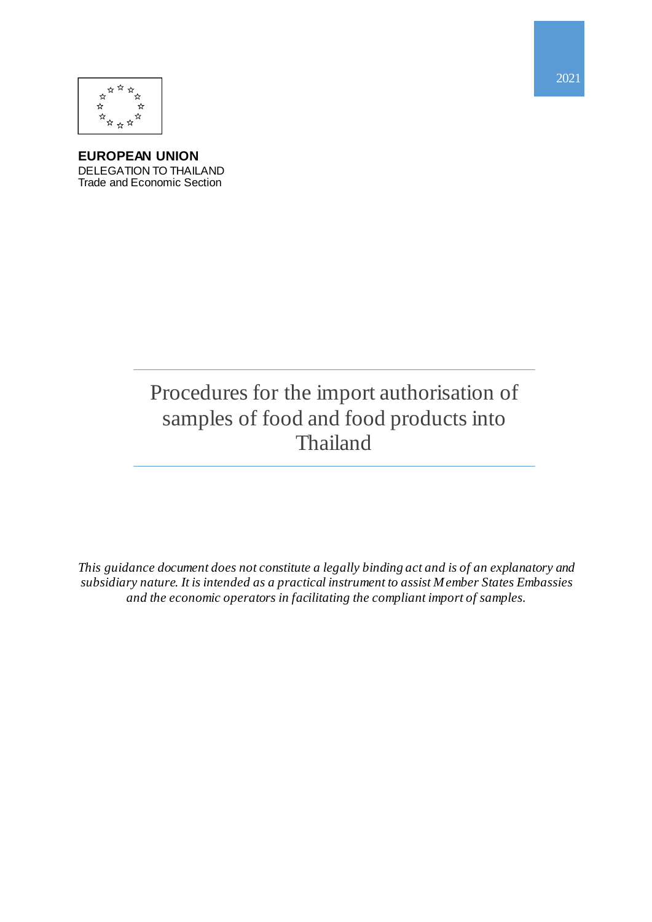2021

**EUROPEAN UNION**
DELEGATION TO THAILAND
Trade and Economic Section

# Procedures for the import authorisation of samples of food and food products into Thailand

*This guidance document does not constitute a legally binding act and is of an explanatory and subsidiary nature. It is intended as a practical instrument to assist Member States Embassies and the economic operators in facilitating the compliant import of samples.*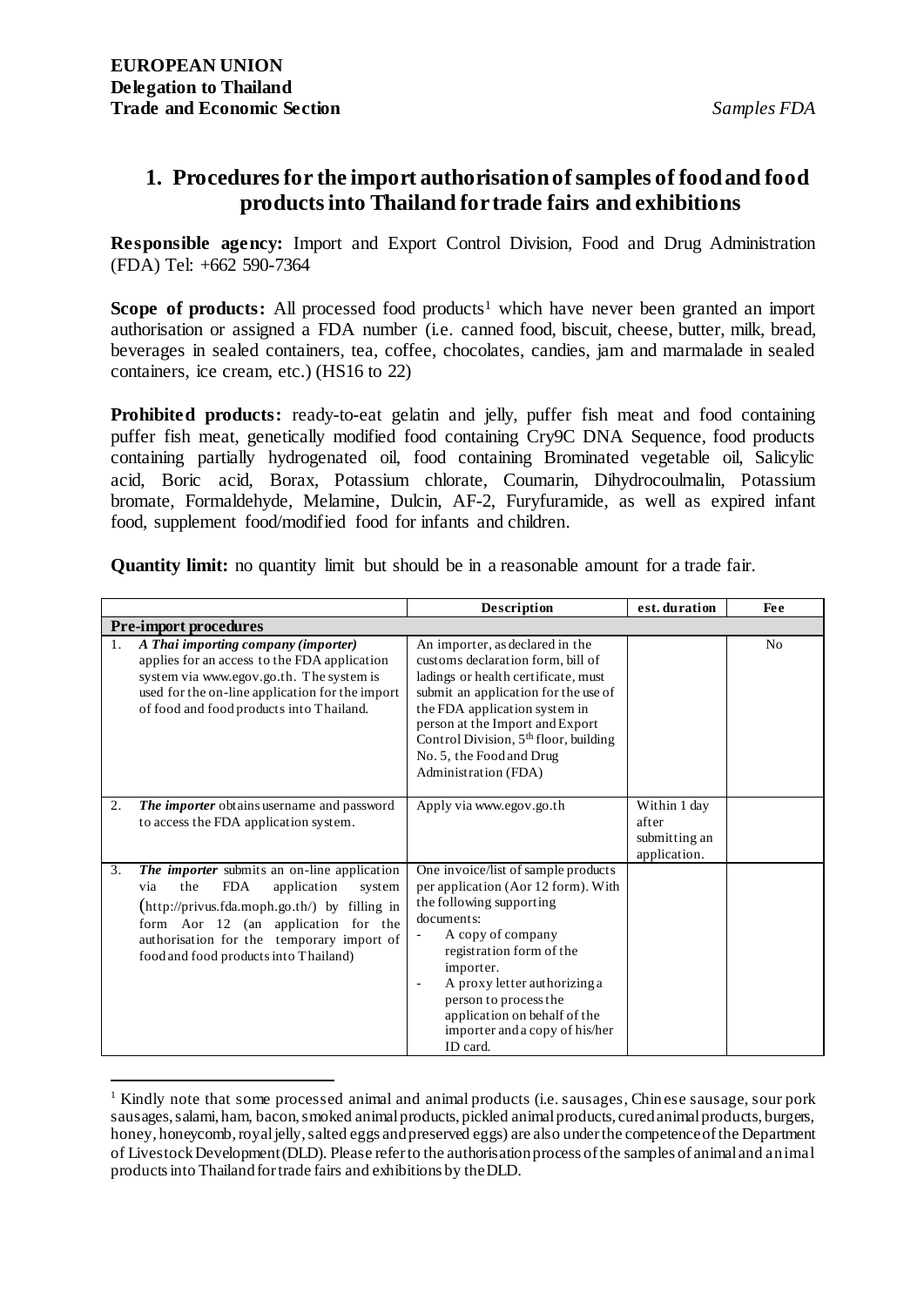**EUROPEAN UNION**
**Delegation to Thailand**
**Trade and Economic Section** *Samples FDA*

## 1. Procedures for the import authorisation of samples of food and food products into Thailand for trade fairs and exhibitions

**Responsible agency:** Import and Export Control Division, Food and Drug Administration (FDA) Tel: +662 590-7364

**Scope of products:** All processed food products[1] which have never been granted an import authorisation or assigned a FDA number (i.e. canned food, biscuit, cheese, butter, milk, bread, beverages in sealed containers, tea, coffee, chocolates, candies, jam and marmalade in sealed containers, ice cream, etc.) (HS16 to 22)

**Prohibited products:** ready-to-eat gelatin and jelly, puffer fish meat and food containing puffer fish meat, genetically modified food containing Cry9C DNA Sequence, food products containing partially hydrogenated oil, food containing Brominated vegetable oil, Salicylic acid, Boric acid, Borax, Potassium chlorate, Coumarin, Dihydrocoulmalin, Potassium bromate, Formaldehyde, Melamine, Dulcin, AF-2, Furyfuramide, as well as expired infant food, supplement food/modified food for infants and children.

**Quantity limit:** no quantity limit but should be in a reasonable amount for a trade fair.

| | Description | est. duration | Fee |
|---|---|---|---|
| **Pre-import procedures** | | | |
| 1. *A Thai importing company (importer)* applies for an access to the FDA application system via www.egov.go.th. The system is used for the on-line application for the import of food and food products into Thailand. | An importer, as declared in the customs declaration form, bill of ladings or health certificate, must submit an application for the use of the FDA application system in person at the Import and Export Control Division, 5th floor, building No. 5, the Food and Drug Administration (FDA) | | No |
| 2. ***The importer*** obtains username and password to access the FDA application system. | Apply via www.egov.go.th | Within 1 day after submitting an application. | |
| 3. ***The importer*** submits an on-line application via the FDA application system (http://privus.fda.moph.go.th/) by filling in form Aor 12 (an application for the authorisation for the temporary import of food and food products into Thailand) | One invoice/list of sample products per application (Aor 12 form). With the following supporting documents:<br>- A copy of company registration form of the importer.<br>- A proxy letter authorizing a person to process the application on behalf of the importer and a copy of his/her ID card. | | |

[1] Kindly note that some processed animal and animal products (i.e. sausages, Chinese sausage, sour pork sausages, salami, ham, bacon, smoked animal products, pickled animal products, cured animal products, burgers, honey, honeycomb, royal jelly, salted eggs and preserved eggs) are also under the competence of the Department of Livestock Development (DLD). Please refer to the authorisation process of the samples of animal and animal products into Thailand for trade fairs and exhibitions by the DLD.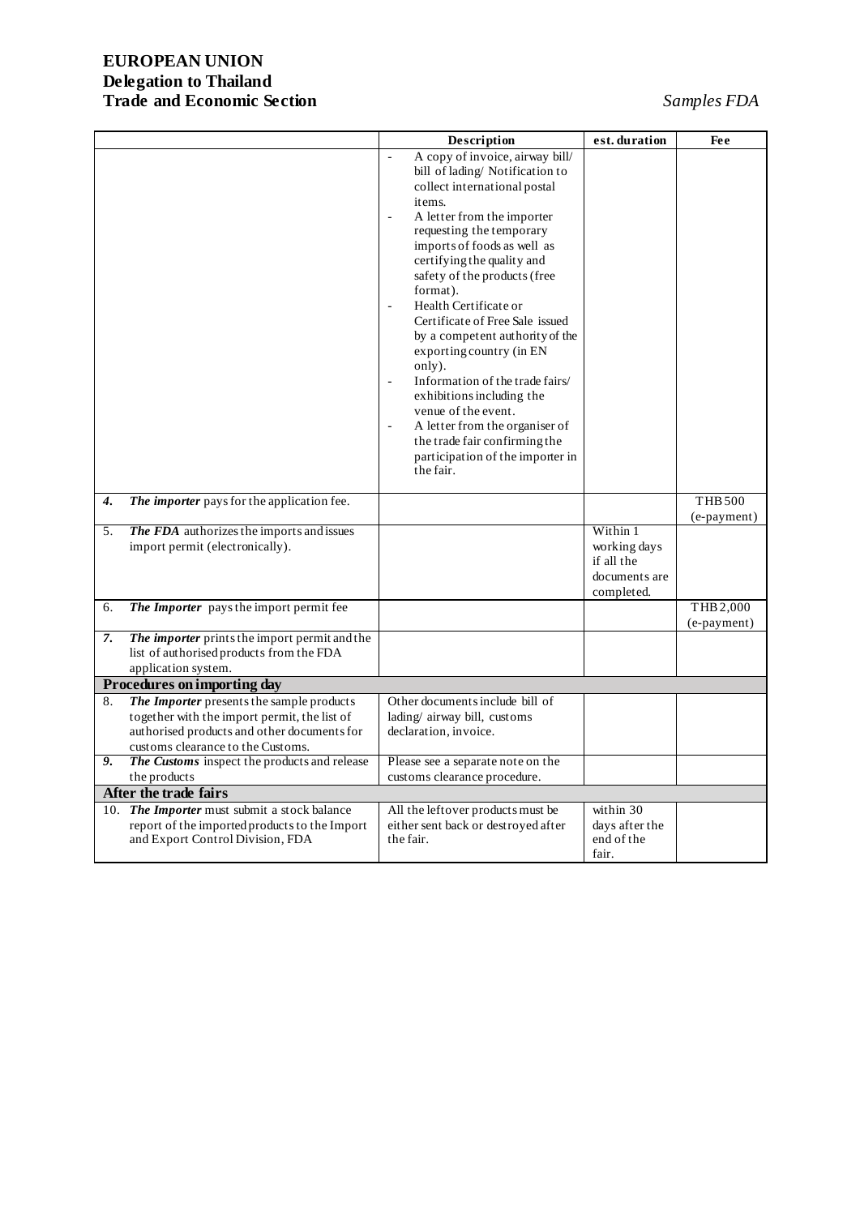| | Description | est. duration | Fee |
|---|---|---|---|
| | - A copy of invoice, airway bill/ bill of lading/ Notification to collect international postal items.<br>- A letter from the importer requesting the temporary imports of foods as well as certifying the quality and safety of the products (free format).<br>- Health Certificate or Certificate of Free Sale issued by a competent authority of the exporting country (in EN only).<br>- Information of the trade fairs/ exhibitions including the venue of the event.<br>- A letter from the organiser of the trade fair confirming the participation of the importer in the fair. | | |
| ***4. The importer*** pays for the application fee. | | | THB 500 (e-payment) |
| 5. ***The FDA*** authorizes the imports and issues import permit (electronically). | | Within 1 working days if all the documents are completed. | |
| 6. ***The Importer*** pays the import permit fee | | | THB 2,000 (e-payment) |
| ***7. The importer*** prints the import permit and the list of authorised products from the FDA application system. | | | |
| **Procedures on importing day** | | | |
| 8. ***The Importer*** presents the sample products together with the import permit, the list of authorised products and other documents for customs clearance to the Customs. | Other documents include bill of lading/ airway bill, customs declaration, invoice. | | |
| ***9. The Customs*** inspect the products and release the products | Please see a separate note on the customs clearance procedure. | | |
| **After the trade fairs** | | | |
| 10. ***The Importer*** must submit a stock balance report of the imported products to the Import and Export Control Division, FDA | All the leftover products must be either sent back or destroyed after the fair. | within 30 days after the end of the fair. | |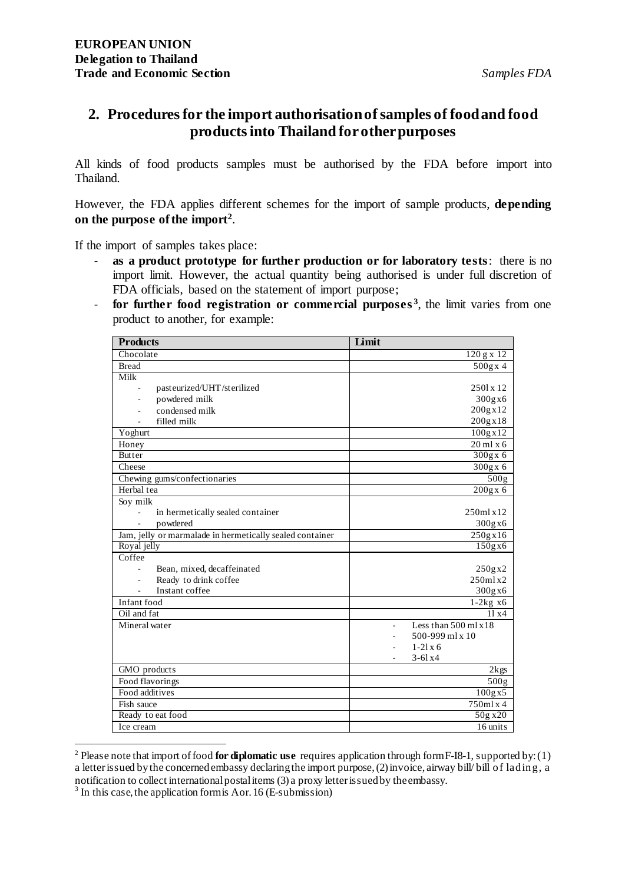**EUROPEAN UNION**
**Delegation to Thailand**
**Trade and Economic Section** *Samples FDA*

## 2. Procedures for the import authorisation of samples of food and food products into Thailand for other purposes

All kinds of food products samples must be authorised by the FDA before import into Thailand.

However, the FDA applies different schemes for the import of sample products, **depending on the purpose of the import**[2].

If the import of samples takes place:

- **as a product prototype for further production or for laboratory tests**: there is no import limit. However, the actual quantity being authorised is under full discretion of FDA officials, based on the statement of import purpose;
- **for further food registration or commercial purposes**[3], the limit varies from one product to another, for example:

| Products | Limit |
|---|---|
| Chocolate | 120 g x 12 |
| Bread | 500g x 4 |
| Milk | |
| - pasteurized/UHT/sterilized | 250l x 12 |
| - powdered milk | 300g x6 |
| - condensed milk | 200g x12 |
| - filled milk | 200g x18 |
| Yoghurt | 100g x12 |
| Honey | 20 ml x 6 |
| Butter | 300g x 6 |
| Cheese | 300g x 6 |
| Chewing gums/confectionaries | 500g |
| Herbal tea | 200g x 6 |
| Soy milk | |
| - in hermetically sealed container | 250ml x12 |
| - powdered | 300g x6 |
| Jam, jelly or marmalade in hermetically sealed container | 250g x16 |
| Royal jelly | 150g x6 |
| Coffee | |
| - Bean, mixed, decaffeinated | 250g x2 |
| - Ready to drink coffee | 250ml x2 |
| - Instant coffee | 300g x6 |
| Infant food | 1-2kg x6 |
| Oil and fat | 1l x4 |
| Mineral water | - Less than 500 ml x18<br>- 500-999 ml x 10<br>- 1-2l x 6<br>- 3-6l x4 |
| GMO products | 2kgs |
| Food flavorings | 500g |
| Food additives | 100g x5 |
| Fish sauce | 750ml x 4 |
| Ready to eat food | 50g x20 |
| Ice cream | 16 units |

[2] Please note that import of food **for diplomatic use** requires application through form F-I8-1, supported by: (1) a letter issued by the concerned embassy declaring the import purpose, (2) invoice, airway bill/ bill of lading, a notification to collect international postal items (3) a proxy letter issued by the embassy.

[3] In this case, the application form is Aor. 16 (E-submission)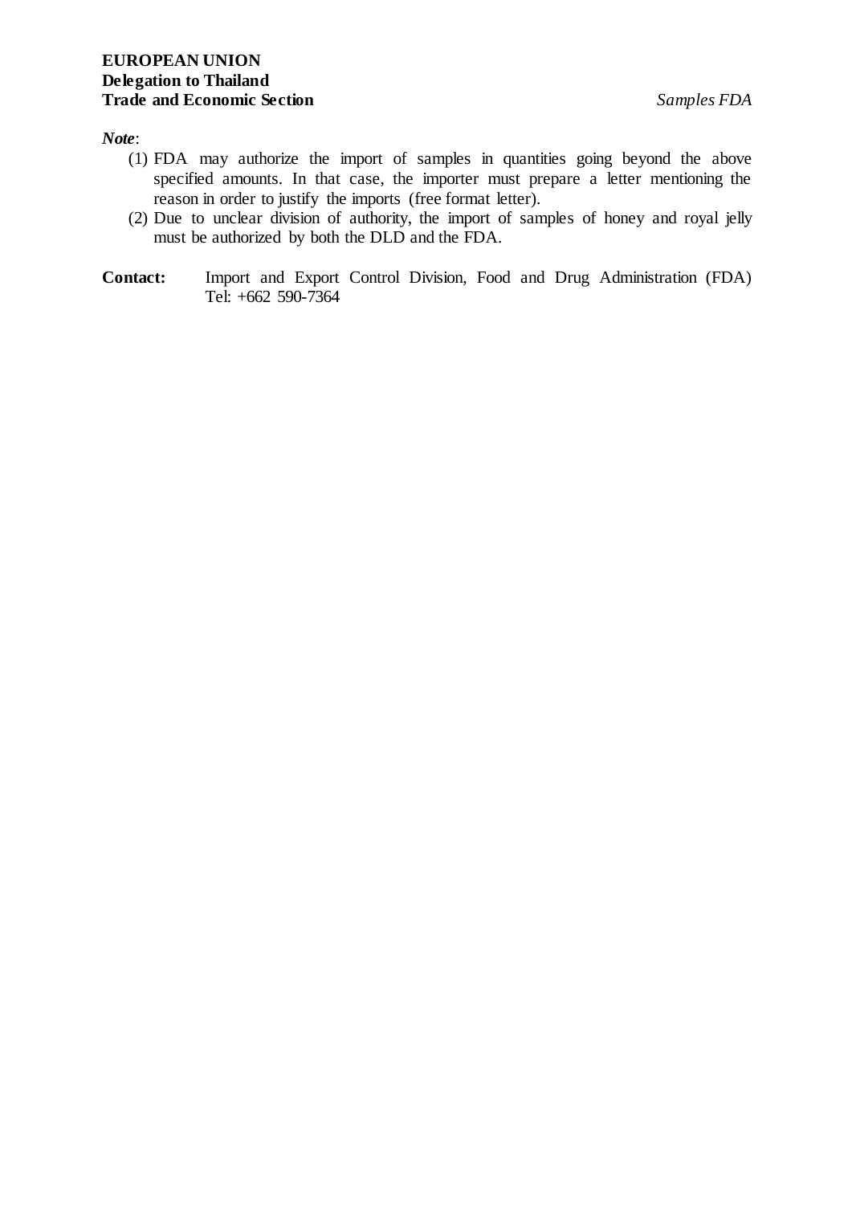*Note*:

(1) FDA may authorize the import of samples in quantities going beyond the above specified amounts. In that case, the importer must prepare a letter mentioning the reason in order to justify the imports (free format letter).

(2) Due to unclear division of authority, the import of samples of honey and royal jelly must be authorized by both the DLD and the FDA.

**Contact:** Import and Export Control Division, Food and Drug Administration (FDA)
Tel: +662 590-7364